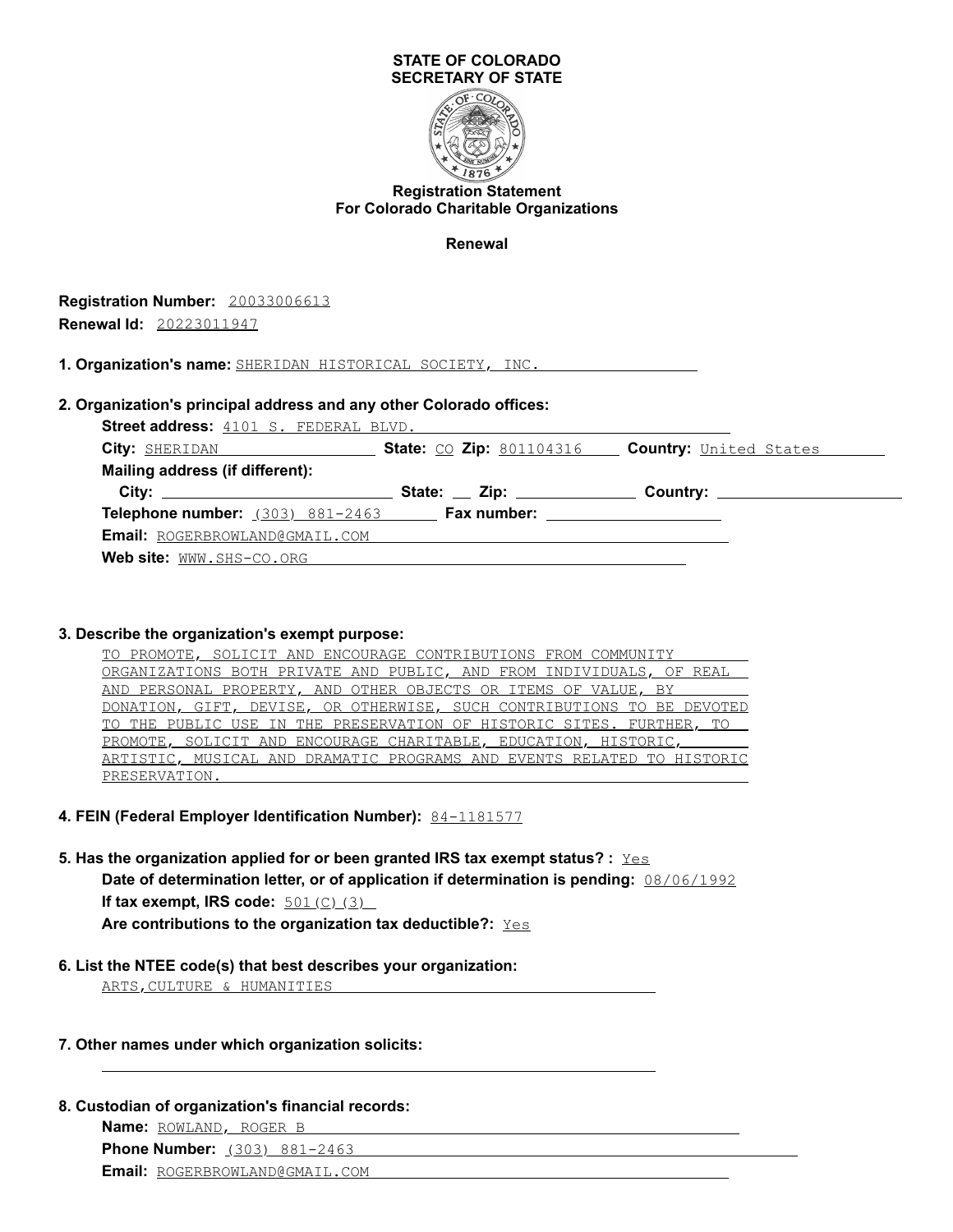# STATE OF COLORADO
# SECRETARY OF STATE

## Registration Statement
## For Colorado Charitable Organizations

**Renewal**

**Registration Number:** 20033006613
**Renewal Id:** 20223011947

**1. Organization's name:** SHERIDAN HISTORICAL SOCIETY, INC.

**2. Organization's principal address and any other Colorado offices:**

**Street address:** 4101 S. FEDERAL BLVD.
**City:** SHERIDAN **State:** CO **Zip:** 801104316 **Country:** United States
**Mailing address (if different):**
**City:** **State:** **Zip:** **Country:**
**Telephone number:** (303) 881-2463 **Fax number:**
**Email:** ROGERBROWLAND@GMAIL.COM
**Web site:** WWW.SHS-CO.ORG

**3. Describe the organization's exempt purpose:**

TO PROMOTE, SOLICIT AND ENCOURAGE CONTRIBUTIONS FROM COMMUNITY ORGANIZATIONS BOTH PRIVATE AND PUBLIC, AND FROM INDIVIDUALS, OF REAL AND PERSONAL PROPERTY, AND OTHER OBJECTS OR ITEMS OF VALUE, BY DONATION, GIFT, DEVISE, OR OTHERWISE, SUCH CONTRIBUTIONS TO BE DEVOTED TO THE PUBLIC USE IN THE PRESERVATION OF HISTORIC SITES. FURTHER, TO PROMOTE, SOLICIT AND ENCOURAGE CHARITABLE, EDUCATION, HISTORIC, ARTISTIC, MUSICAL AND DRAMATIC PROGRAMS AND EVENTS RELATED TO HISTORIC PRESERVATION.

**4. FEIN (Federal Employer Identification Number):** 84-1181577

**5. Has the organization applied for or been granted IRS tax exempt status? :** Yes
**Date of determination letter, or of application if determination is pending:** 08/06/1992
**If tax exempt, IRS code:** 501(C)(3)
**Are contributions to the organization tax deductible?:** Yes

**6. List the NTEE code(s) that best describes your organization:**

ARTS,CULTURE & HUMANITIES

**7. Other names under which organization solicits:**

**8. Custodian of organization's financial records:**

**Name:** ROWLAND, ROGER B
**Phone Number:** (303) 881-2463
**Email:** ROGERBROWLAND@GMAIL.COM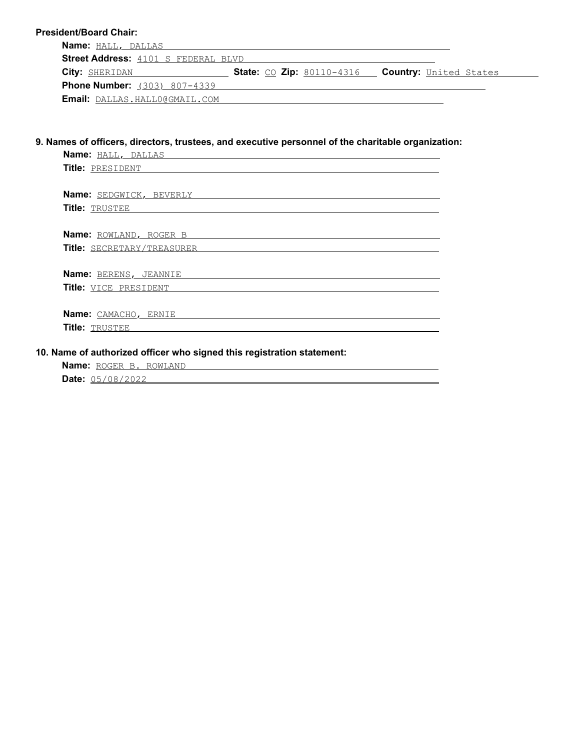**President/Board Chair:**

**Name:** HALL, DALLAS

**Street Address:** 4101 S FEDERAL BLVD

**City:** SHERIDAN **State:** CO **Zip:** 80110-4316 **Country:** United States

**Phone Number:** (303) 807-4339

**Email:** DALLAS.HALL0@GMAIL.COM

**9. Names of officers, directors, trustees, and executive personnel of the charitable organization:**

**Name:** HALL, DALLAS
**Title:** PRESIDENT

**Name:** SEDGWICK, BEVERLY
**Title:** TRUSTEE

**Name:** ROWLAND, ROGER B
**Title:** SECRETARY/TREASURER

**Name:** BERENS, JEANNIE
**Title:** VICE PRESIDENT

**Name:** CAMACHO, ERNIE
**Title:** TRUSTEE

**10. Name of authorized officer who signed this registration statement:**

**Name:** ROGER B. ROWLAND
**Date:** 05/08/2022